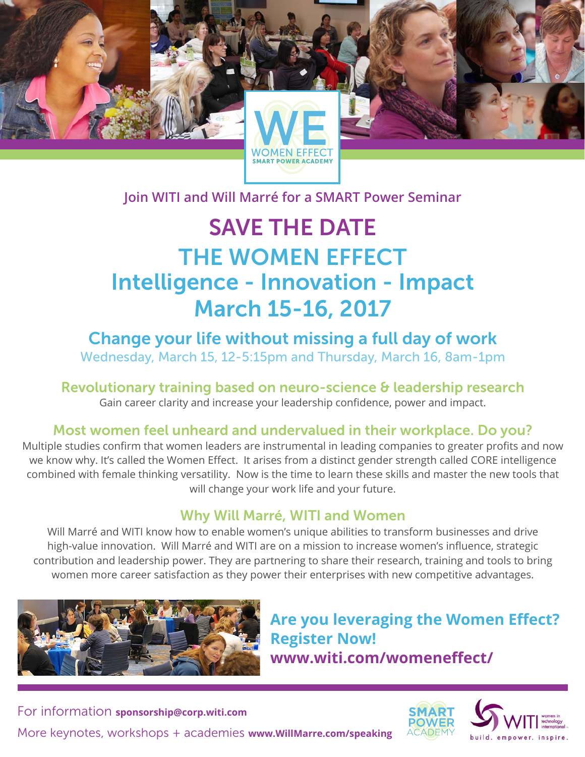WE
WOMEN EFFECT
SMART POWER ACADEMY

Join WITI and Will Marré for a SMART Power Seminar

# SAVE THE DATE

# THE WOMEN EFFECT

## Intelligence - Innovation - Impact

## March 15-16, 2017

### Change your life without missing a full day of work

Wednesday, March 15, 12-5:15pm and Thursday, March 16, 8am-1pm

### Revolutionary training based on neuro-science & leadership research

Gain career clarity and increase your leadership confidence, power and impact.

### Most women feel unheard and undervalued in their workplace. Do you?

Multiple studies confirm that women leaders are instrumental in leading companies to greater profits and now we know why. It's called the Women Effect. It arises from a distinct gender strength called CORE intelligence combined with female thinking versatility. Now is the time to learn these skills and master the new tools that will change your work life and your future.

### Why Will Marré, WITI and Women

Will Marré and WITI know how to enable women's unique abilities to transform businesses and drive high-value innovation. Will Marré and WITI are on a mission to increase women's influence, strategic contribution and leadership power. They are partnering to share their research, training and tools to bring women more career satisfaction as they power their enterprises with new competitive advantages.

**Are you leveraging the Women Effect?**
**Register Now!**
**www.witi.com/womeneffect/**

For information **sponsorship@corp.witi.com**

More keynotes, workshops + academies **www.WillMarre.com/speaking**

SMART POWER ACADEMY

WITI women in technology international
build. empower. inspire.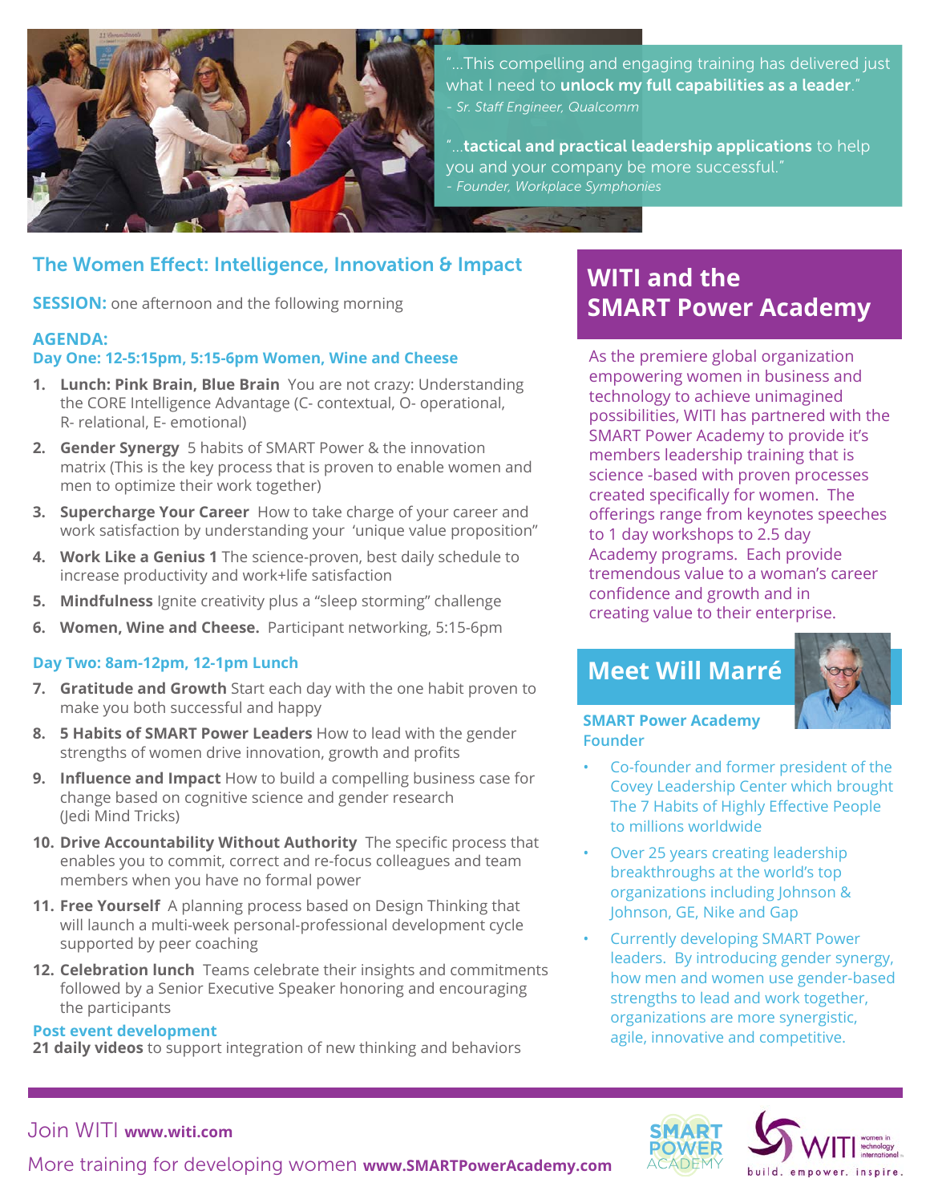"...This compelling and engaging training has delivered just what I need to **unlock my full capabilities as a leader**."
*- Sr. Staff Engineer, Qualcomm*

"...**tactical and practical leadership applications** to help you and your company be more successful."
*- Founder, Workplace Symphonies*

## The Women Effect: Intelligence, Innovation & Impact

**SESSION:** one afternoon and the following morning

**AGENDA:**

**Day One: 12-5:15pm, 5:15-6pm Women, Wine and Cheese**

1. **Lunch: Pink Brain, Blue Brain** You are not crazy: Understanding the CORE Intelligence Advantage (C- contextual, O- operational, R- relational, E- emotional)
2. **Gender Synergy** 5 habits of SMART Power & the innovation matrix (This is the key process that is proven to enable women and men to optimize their work together)
3. **Supercharge Your Career** How to take charge of your career and work satisfaction by understanding your 'unique value proposition"
4. **Work Like a Genius 1** The science-proven, best daily schedule to increase productivity and work+life satisfaction
5. **Mindfulness** Ignite creativity plus a "sleep storming" challenge
6. **Women, Wine and Cheese.** Participant networking, 5:15-6pm

**Day Two: 8am-12pm, 12-1pm Lunch**

7. **Gratitude and Growth** Start each day with the one habit proven to make you both successful and happy
8. **5 Habits of SMART Power Leaders** How to lead with the gender strengths of women drive innovation, growth and profits
9. **Influence and Impact** How to build a compelling business case for change based on cognitive science and gender research (Jedi Mind Tricks)
10. **Drive Accountability Without Authority** The specific process that enables you to commit, correct and re-focus colleagues and team members when you have no formal power
11. **Free Yourself** A planning process based on Design Thinking that will launch a multi-week personal-professional development cycle supported by peer coaching
12. **Celebration lunch** Teams celebrate their insights and commitments followed by a Senior Executive Speaker honoring and encouraging the participants

**Post event development**

**21 daily videos** to support integration of new thinking and behaviors

## WITI and the SMART Power Academy

As the premiere global organization empowering women in business and technology to achieve unimagined possibilities, WITI has partnered with the SMART Power Academy to provide it's members leadership training that is science -based with proven processes created specifically for women. The offerings range from keynotes speeches to 1 day workshops to 2.5 day Academy programs. Each provide tremendous value to a woman's career confidence and growth and in creating value to their enterprise.

## Meet Will Marré

**SMART Power Academy Founder**

- Co-founder and former president of the Covey Leadership Center which brought The 7 Habits of Highly Effective People to millions worldwide
- Over 25 years creating leadership breakthroughs at the world's top organizations including Johnson & Johnson, GE, Nike and Gap
- Currently developing SMART Power leaders. By introducing gender synergy, how men and women use gender-based strengths to lead and work together, organizations are more synergistic, agile, innovative and competitive.

Join WITI **www.witi.com**

More training for developing women **www.SMARTPowerAcademy.com**

SMART POWER ACADEMY

WITI women in technology international
build. empower. inspire.